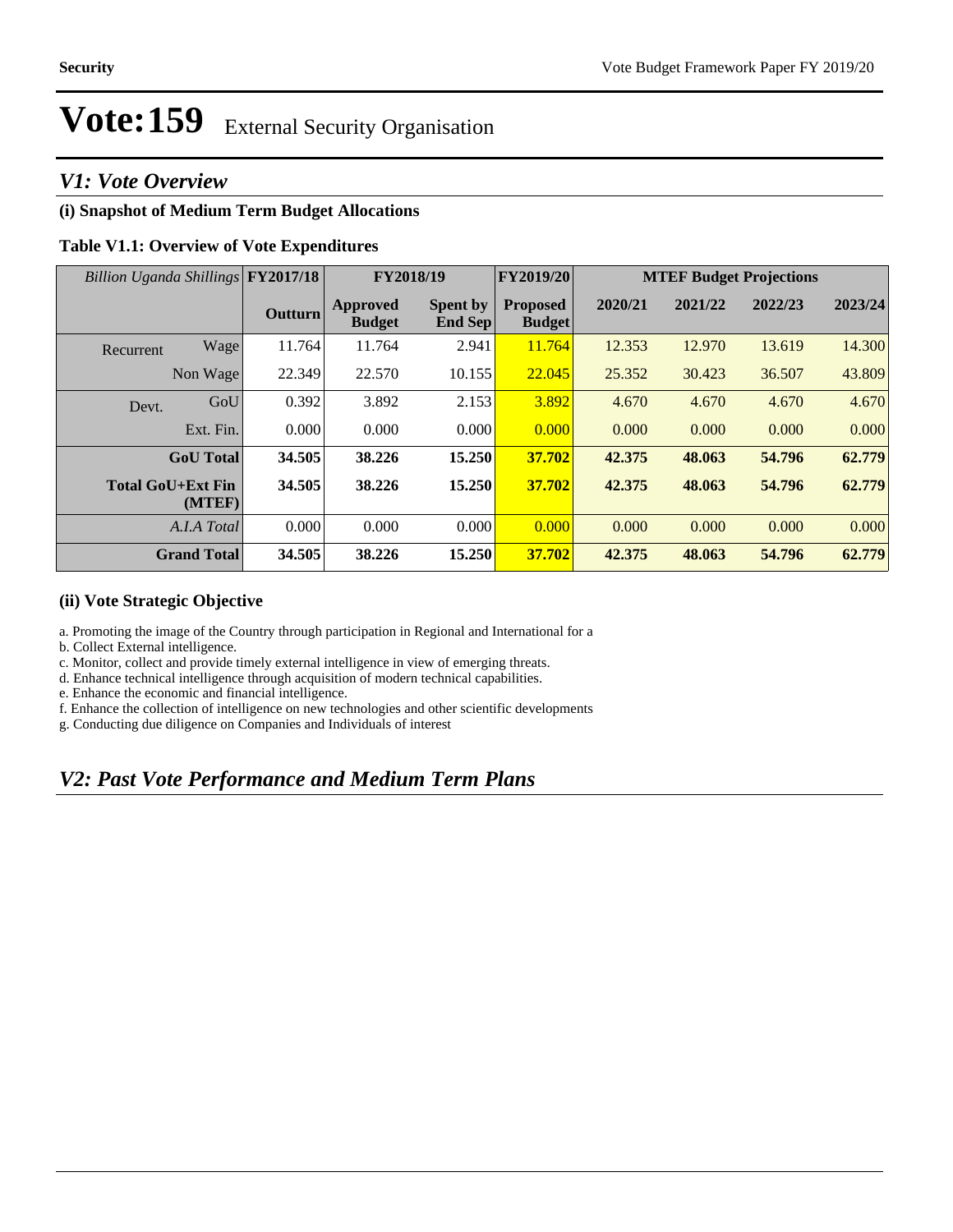# Vote:159 External Security Organisation

## *V1: Vote Overview*

### (i) Snapshot of Medium Term Budget Allocations

**Table V1.1: Overview of Vote Expenditures**

| *Billion Uganda Shillings* | | FY2017/18 | FY2018/19 | | FY2019/20 | MTEF Budget Projections | | | |
|---|---|---|---|---|---|---|---|---|---|
| | | **Outturn** | **Approved Budget** | **Spent by End Sep** | **Proposed Budget** | **2020/21** | **2021/22** | **2022/23** | **2023/24** |
| Recurrent | Wage | 11.764 | 11.764 | 2.941 | 11.764 | 12.353 | 12.970 | 13.619 | 14.300 |
| | Non Wage | 22.349 | 22.570 | 10.155 | 22.045 | 25.352 | 30.423 | 36.507 | 43.809 |
| Devt. | GoU | 0.392 | 3.892 | 2.153 | 3.892 | 4.670 | 4.670 | 4.670 | 4.670 |
| | Ext. Fin. | 0.000 | 0.000 | 0.000 | 0.000 | 0.000 | 0.000 | 0.000 | 0.000 |
| **GoU Total** | | **34.505** | **38.226** | **15.250** | **37.702** | **42.375** | **48.063** | **54.796** | **62.779** |
| **Total GoU+Ext Fin (MTEF)** | | **34.505** | **38.226** | **15.250** | **37.702** | **42.375** | **48.063** | **54.796** | **62.779** |
| *A.I.A Total* | | 0.000 | 0.000 | 0.000 | 0.000 | 0.000 | 0.000 | 0.000 | 0.000 |
| **Grand Total** | | **34.505** | **38.226** | **15.250** | **37.702** | **42.375** | **48.063** | **54.796** | **62.779** |

### (ii) Vote Strategic Objective

a. Promoting the image of the Country through participation in Regional and International for a  
b. Collect External intelligence.  
c. Monitor, collect and provide timely external intelligence in view of emerging threats.  
d. Enhance technical intelligence through acquisition of modern technical capabilities.  
e. Enhance the economic and financial intelligence.  
f. Enhance the collection of intelligence on new technologies and other scientific developments  
g. Conducting due diligence on Companies and Individuals of interest

## *V2: Past Vote Performance and Medium Term Plans*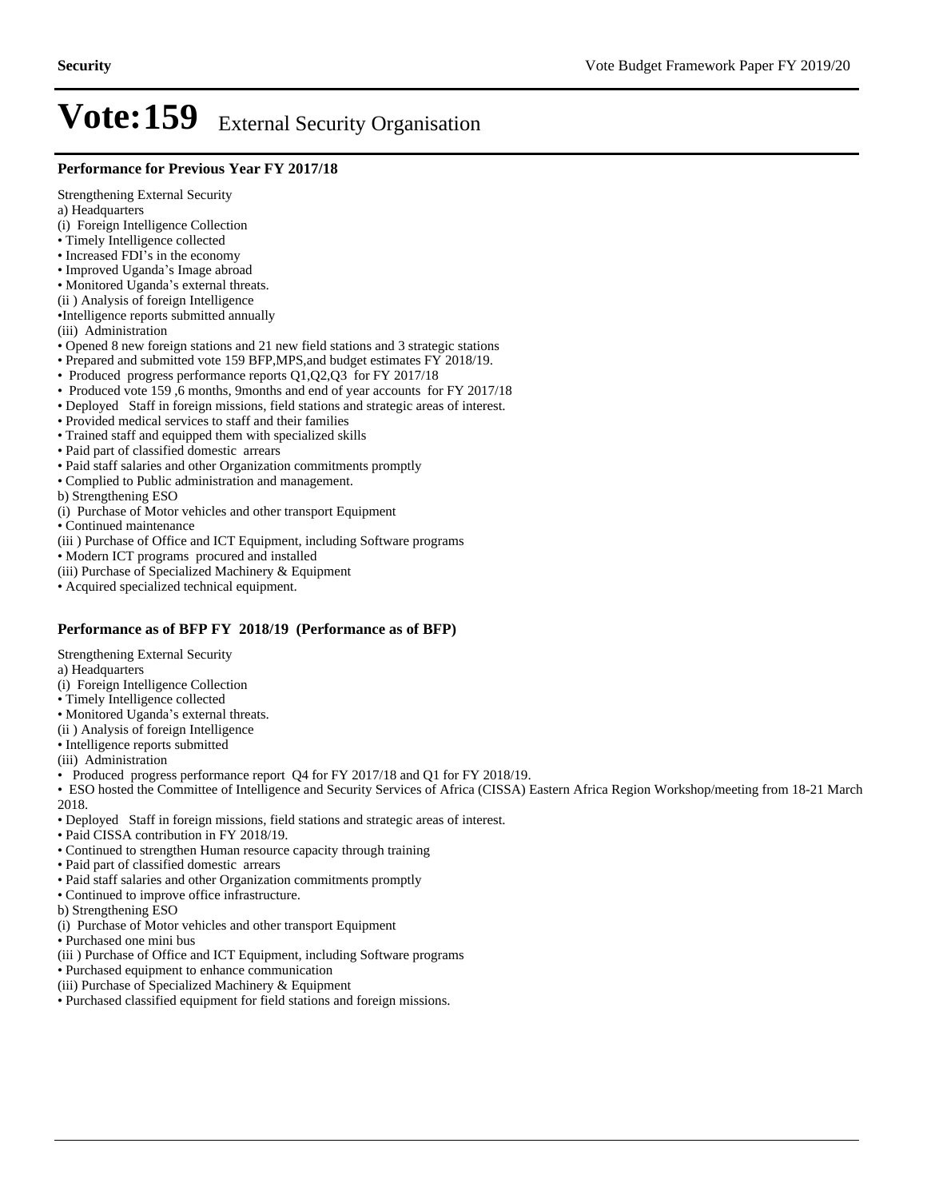# Vote:159 External Security Organisation

### Performance for Previous Year FY 2017/18

Strengthening External Security

a) Headquarters

(i) Foreign Intelligence Collection

- Timely Intelligence collected
- Increased FDI's in the economy
- Improved Uganda's Image abroad
- Monitored Uganda's external threats.

(ii ) Analysis of foreign Intelligence

- Intelligence reports submitted annually

(iii) Administration

- Opened 8 new foreign stations and 21 new field stations and 3 strategic stations
- Prepared and submitted vote 159 BFP,MPS,and budget estimates FY 2018/19.
- Produced progress performance reports Q1,Q2,Q3 for FY 2017/18
- Produced vote 159 ,6 months, 9months and end of year accounts for FY 2017/18
- Deployed Staff in foreign missions, field stations and strategic areas of interest.
- Provided medical services to staff and their families
- Trained staff and equipped them with specialized skills
- Paid part of classified domestic arrears
- Paid staff salaries and other Organization commitments promptly
- Complied to Public administration and management.

b) Strengthening ESO

(i) Purchase of Motor vehicles and other transport Equipment

- Continued maintenance

(iii ) Purchase of Office and ICT Equipment, including Software programs

- Modern ICT programs procured and installed

(iii) Purchase of Specialized Machinery & Equipment

- Acquired specialized technical equipment.

### Performance as of BFP FY 2018/19 (Performance as of BFP)

Strengthening External Security

a) Headquarters

(i) Foreign Intelligence Collection

- Timely Intelligence collected
- Monitored Uganda's external threats.

(ii ) Analysis of foreign Intelligence

- Intelligence reports submitted

(iii) Administration

- Produced progress performance report Q4 for FY 2017/18 and Q1 for FY 2018/19.
- ESO hosted the Committee of Intelligence and Security Services of Africa (CISSA) Eastern Africa Region Workshop/meeting from 18-21 March 2018.
- Deployed Staff in foreign missions, field stations and strategic areas of interest.
- Paid CISSA contribution in FY 2018/19.
- Continued to strengthen Human resource capacity through training
- Paid part of classified domestic arrears
- Paid staff salaries and other Organization commitments promptly
- Continued to improve office infrastructure.

b) Strengthening ESO

(i) Purchase of Motor vehicles and other transport Equipment

- Purchased one mini bus

(iii ) Purchase of Office and ICT Equipment, including Software programs

- Purchased equipment to enhance communication

(iii) Purchase of Specialized Machinery & Equipment

- Purchased classified equipment for field stations and foreign missions.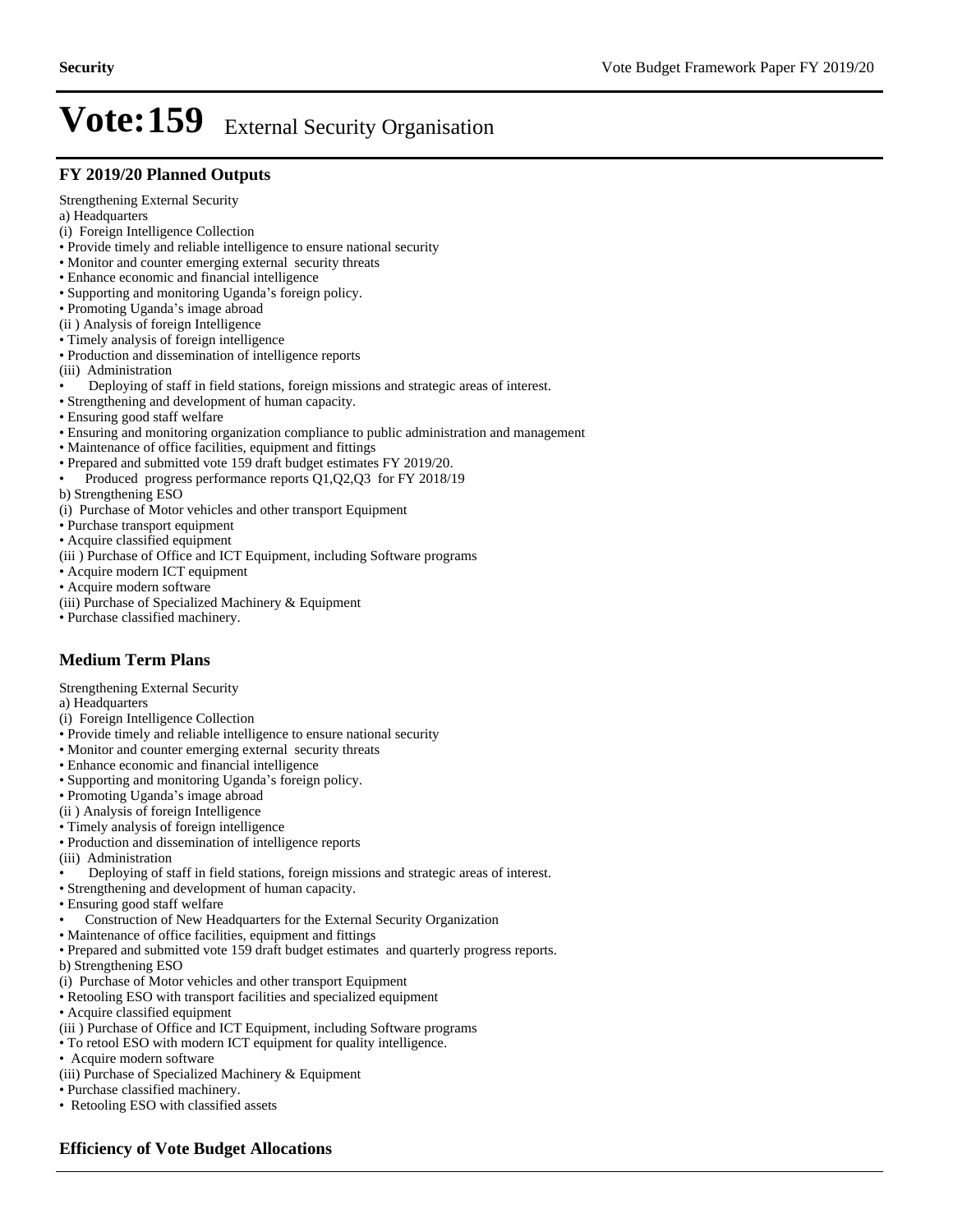# Vote:159 External Security Organisation

## FY 2019/20 Planned Outputs

Strengthening External Security

a) Headquarters

(i) Foreign Intelligence Collection

• Provide timely and reliable intelligence to ensure national security

• Monitor and counter emerging external security threats

• Enhance economic and financial intelligence

• Supporting and monitoring Uganda's foreign policy.

• Promoting Uganda's image abroad

(ii ) Analysis of foreign Intelligence

• Timely analysis of foreign intelligence

• Production and dissemination of intelligence reports

(iii) Administration

• Deploying of staff in field stations, foreign missions and strategic areas of interest.

• Strengthening and development of human capacity.

• Ensuring good staff welfare

• Ensuring and monitoring organization compliance to public administration and management

• Maintenance of office facilities, equipment and fittings

• Prepared and submitted vote 159 draft budget estimates FY 2019/20.

• Produced progress performance reports Q1,Q2,Q3 for FY 2018/19

b) Strengthening ESO

(i) Purchase of Motor vehicles and other transport Equipment

• Purchase transport equipment

• Acquire classified equipment

(iii ) Purchase of Office and ICT Equipment, including Software programs

• Acquire modern ICT equipment

• Acquire modern software

(iii) Purchase of Specialized Machinery & Equipment

• Purchase classified machinery.

## Medium Term Plans

Strengthening External Security

a) Headquarters

(i) Foreign Intelligence Collection

• Provide timely and reliable intelligence to ensure national security

• Monitor and counter emerging external security threats

• Enhance economic and financial intelligence

• Supporting and monitoring Uganda's foreign policy.

• Promoting Uganda's image abroad

(ii ) Analysis of foreign Intelligence

• Timely analysis of foreign intelligence

• Production and dissemination of intelligence reports

(iii) Administration

• Deploying of staff in field stations, foreign missions and strategic areas of interest.

• Strengthening and development of human capacity.

• Ensuring good staff welfare

• Construction of New Headquarters for the External Security Organization

• Maintenance of office facilities, equipment and fittings

• Prepared and submitted vote 159 draft budget estimates and quarterly progress reports.

b) Strengthening ESO

(i) Purchase of Motor vehicles and other transport Equipment

• Retooling ESO with transport facilities and specialized equipment

• Acquire classified equipment

(iii ) Purchase of Office and ICT Equipment, including Software programs

• To retool ESO with modern ICT equipment for quality intelligence.

• Acquire modern software

(iii) Purchase of Specialized Machinery & Equipment

• Purchase classified machinery.

• Retooling ESO with classified assets

## Efficiency of Vote Budget Allocations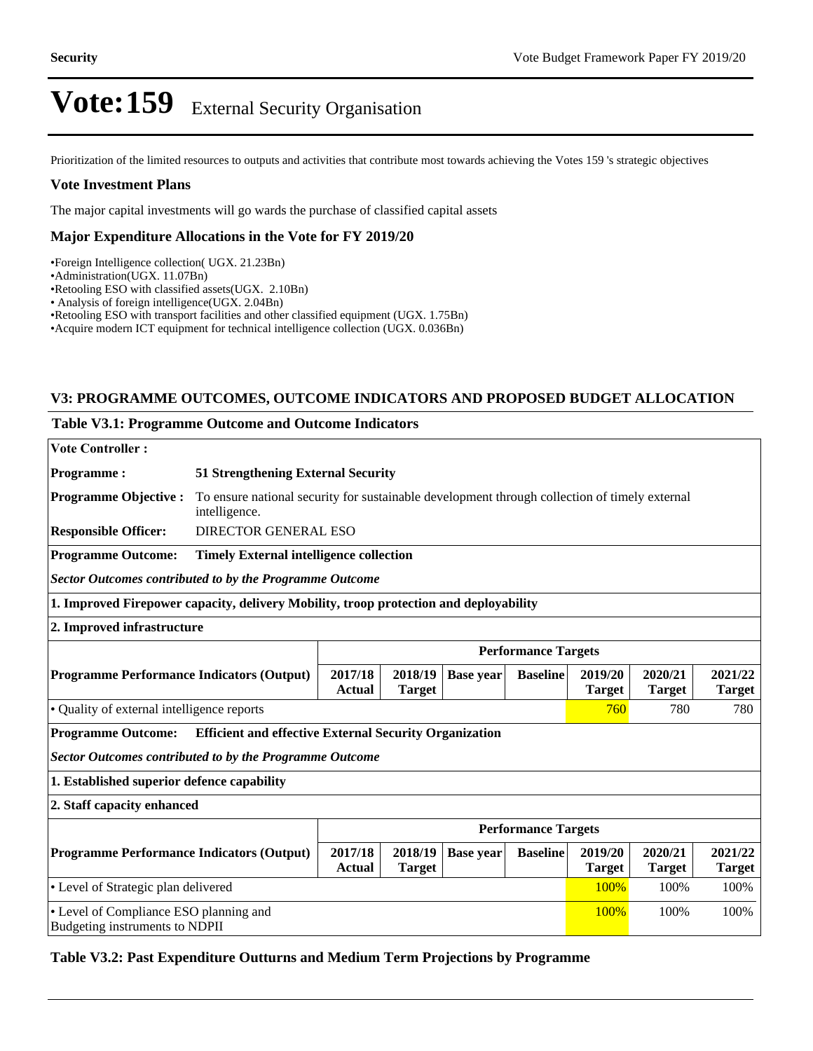# Vote:159 External Security Organisation

Prioritization of the limited resources to outputs and activities that contribute most towards achieving the Votes 159 's strategic objectives

### Vote Investment Plans

The major capital investments will go wards the purchase of classified capital assets

### Major Expenditure Allocations in the Vote for FY 2019/20

- •Foreign Intelligence collection( UGX. 21.23Bn)
- •Administration(UGX. 11.07Bn)
- •Retooling ESO with classified assets(UGX. 2.10Bn)
- • Analysis of foreign intelligence(UGX. 2.04Bn)
- •Retooling ESO with transport facilities and other classified equipment (UGX. 1.75Bn)
- •Acquire modern ICT equipment for technical intelligence collection (UGX. 0.036Bn)

## V3: PROGRAMME OUTCOMES, OUTCOME INDICATORS AND PROPOSED BUDGET ALLOCATION

### Table V3.1: Programme Outcome and Outcome Indicators

**Vote Controller :**

**Programme :** **51 Strengthening External Security**

**Programme Objective :** To ensure national security for sustainable development through collection of timely external intelligence.

**Responsible Officer:** DIRECTOR GENERAL ESO

**Programme Outcome:** **Timely External intelligence collection**

***Sector Outcomes contributed to by the Programme Outcome***

**1. Improved Firepower capacity, delivery Mobility, troop protection and deployability**

**2. Improved infrastructure**

| Programme Performance Indicators (Output) | Performance Targets | | | | | | |
|---|---|---|---|---|---|---|---|
| | 2017/18 Actual | 2018/19 Target | Base year | Baseline | 2019/20 Target | 2020/21 Target | 2021/22 Target |
| • Quality of external intelligence reports | | | | | 760 | 780 | 780 |

**Programme Outcome:** **Efficient and effective External Security Organization**

***Sector Outcomes contributed to by the Programme Outcome***

**1. Established superior defence capability**

**2. Staff capacity enhanced**

| Programme Performance Indicators (Output) | Performance Targets | | | | | | |
|---|---|---|---|---|---|---|---|
| | 2017/18 Actual | 2018/19 Target | Base year | Baseline | 2019/20 Target | 2020/21 Target | 2021/22 Target |
| • Level of Strategic plan delivered | | | | | 100% | 100% | 100% |
| • Level of Compliance ESO planning and Budgeting instruments to NDPII | | | | | 100% | 100% | 100% |

### Table V3.2: Past Expenditure Outturns and Medium Term Projections by Programme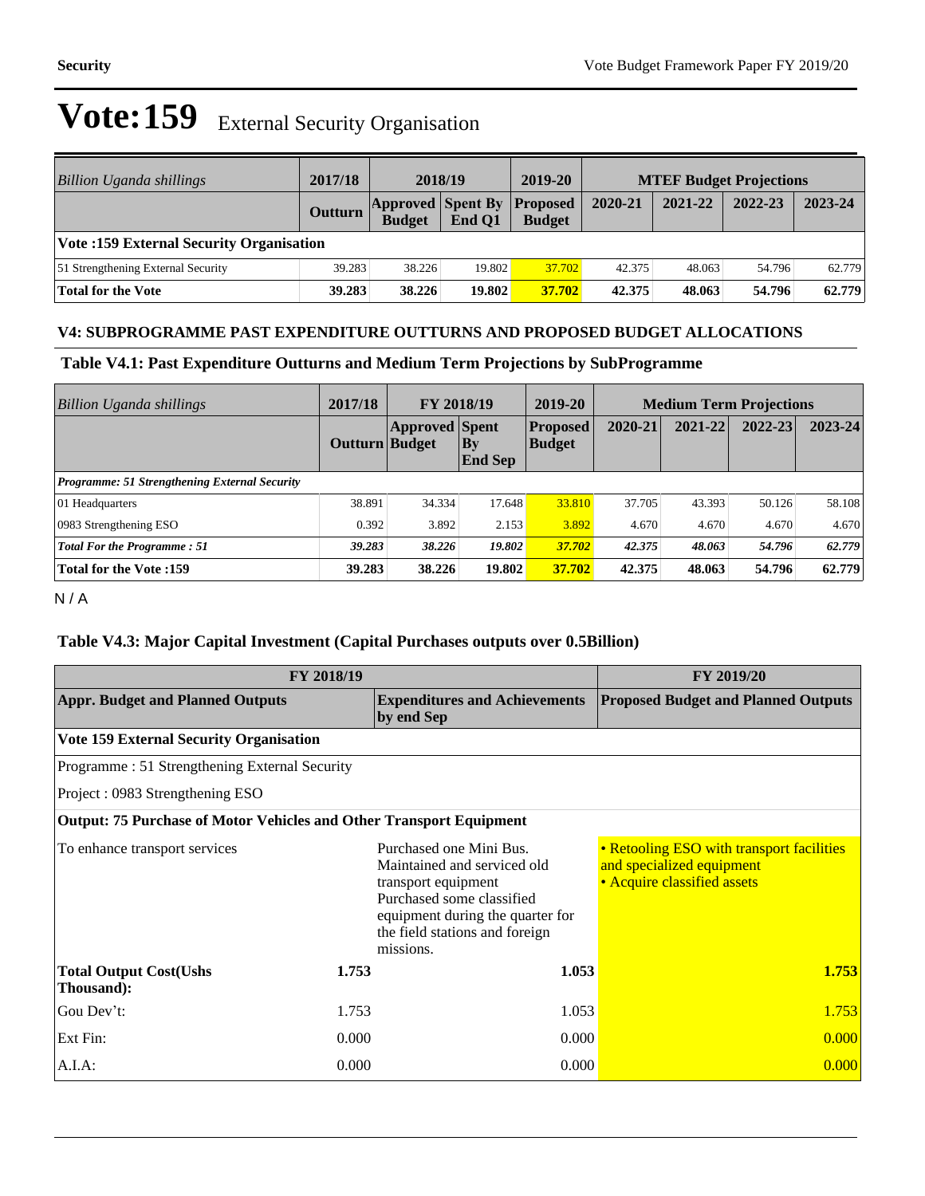# Vote:159 External Security Organisation

| *Billion Uganda shillings* | 2017/18 | 2018/19 | | 2019-20 | MTEF Budget Projections | | | |
|---|---|---|---|---|---|---|---|---|
| | Outturn | Approved Budget | Spent By End Q1 | Proposed Budget | 2020-21 | 2021-22 | 2022-23 | 2023-24 |
| **Vote :159 External Security Organisation** | | | | | | | | |
| 51 Strengthening External Security | 39.283 | 38.226 | 19.802 | 37.702 | 42.375 | 48.063 | 54.796 | 62.779 |
| **Total for the Vote** | **39.283** | **38.226** | **19.802** | **37.702** | **42.375** | **48.063** | **54.796** | **62.779** |

### V4: SUBPROGRAMME PAST EXPENDITURE OUTTURNS AND PROPOSED BUDGET ALLOCATIONS

#### Table V4.1: Past Expenditure Outturns and Medium Term Projections by SubProgramme

| *Billion Uganda shillings* | 2017/18 | FY 2018/19 | | 2019-20 | Medium Term Projections | | | |
|---|---|---|---|---|---|---|---|---|
| | Outturn | Approved Budget | Spent By End Sep | Proposed Budget | 2020-21 | 2021-22 | 2022-23 | 2023-24 |
| ***Programme: 51 Strengthening External Security*** | | | | | | | | |
| 01 Headquarters | 38.891 | 34.334 | 17.648 | 33.810 | 37.705 | 43.393 | 50.126 | 58.108 |
| 0983 Strengthening ESO | 0.392 | 3.892 | 2.153 | 3.892 | 4.670 | 4.670 | 4.670 | 4.670 |
| ***Total For the Programme : 51*** | ***39.283*** | ***38.226*** | ***19.802*** | ***37.702*** | ***42.375*** | ***48.063*** | ***54.796*** | ***62.779*** |
| **Total for the Vote :159** | **39.283** | **38.226** | **19.802** | **37.702** | **42.375** | **48.063** | **54.796** | **62.779** |

N / A

#### Table V4.3: Major Capital Investment (Capital Purchases outputs over 0.5Billion)

| FY 2018/19 | | | FY 2019/20 |
|---|---|---|---|
| **Appr. Budget and Planned Outputs** | | **Expenditures and Achievements by end Sep** | **Proposed Budget and Planned Outputs** |
| **Vote 159 External Security Organisation** | | | |
| Programme : 51 Strengthening External Security | | | |
| Project : 0983 Strengthening ESO | | | |
| **Output: 75 Purchase of Motor Vehicles and Other Transport Equipment** | | | |
| To enhance transport services | | Purchased one Mini Bus. Maintained and serviced old transport equipment Purchased some classified equipment during the quarter for the field stations and foreign missions. | • Retooling ESO with transport facilities and specialized equipment<br>• Acquire classified assets |
| **Total Output Cost(Ushs Thousand):** | **1.753** | **1.053** | **1.753** |
| Gou Dev't: | 1.753 | 1.053 | 1.753 |
| Ext Fin: | 0.000 | 0.000 | 0.000 |
| A.I.A: | 0.000 | 0.000 | 0.000 |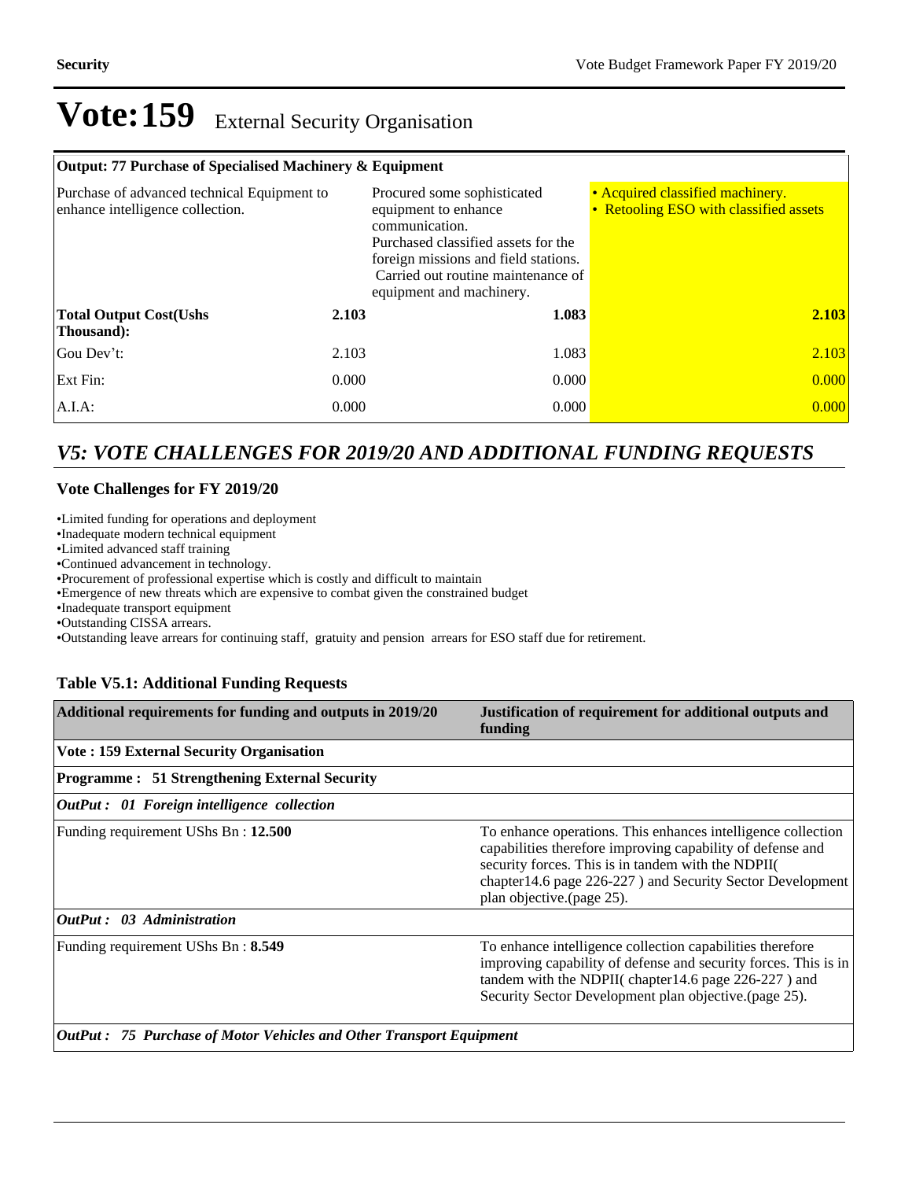# Vote:159 External Security Organisation

| Output: 77 Purchase of Specialised Machinery & Equipment | | | |
|---|---|---|---|
| Purchase of advanced technical Equipment to enhance intelligence collection. | | Procured some sophisticated equipment to enhance communication. Purchased classified assets for the foreign missions and field stations. Carried out routine maintenance of equipment and machinery. | • Acquired classified machinery. • Retooling ESO with classified assets |
| **Total Output Cost(Ushs Thousand):** | **2.103** | **1.083** | **2.103** |
| Gou Dev't: | 2.103 | 1.083 | 2.103 |
| Ext Fin: | 0.000 | 0.000 | 0.000 |
| A.I.A: | 0.000 | 0.000 | 0.000 |

## *V5: VOTE CHALLENGES FOR 2019/20 AND ADDITIONAL FUNDING REQUESTS*

### Vote Challenges for FY 2019/20

- Limited funding for operations and deployment
- Inadequate modern technical equipment
- Limited advanced staff training
- Continued advancement in technology.
- Procurement of professional expertise which is costly and difficult to maintain
- Emergence of new threats which are expensive to combat given the constrained budget
- Inadequate transport equipment
- Outstanding CISSA arrears.
- Outstanding leave arrears for continuing staff, gratuity and pension arrears for ESO staff due for retirement.

### Table V5.1: Additional Funding Requests

| Additional requirements for funding and outputs in 2019/20 | Justification of requirement for additional outputs and funding |
|---|---|
| **Vote : 159 External Security Organisation** | |
| **Programme : 51 Strengthening External Security** | |
| ***OutPut : 01 Foreign intelligence collection*** | |
| Funding requirement UShs Bn : **12.500** | To enhance operations. This enhances intelligence collection capabilities therefore improving capability of defense and security forces. This is in tandem with the NDPII( chapter14.6 page 226-227 ) and Security Sector Development plan objective.(page 25). |
| ***OutPut : 03 Administration*** | |
| Funding requirement UShs Bn : **8.549** | To enhance intelligence collection capabilities therefore improving capability of defense and security forces. This is in tandem with the NDPII( chapter14.6 page 226-227 ) and Security Sector Development plan objective.(page 25). |
| ***OutPut : 75 Purchase of Motor Vehicles and Other Transport Equipment*** | |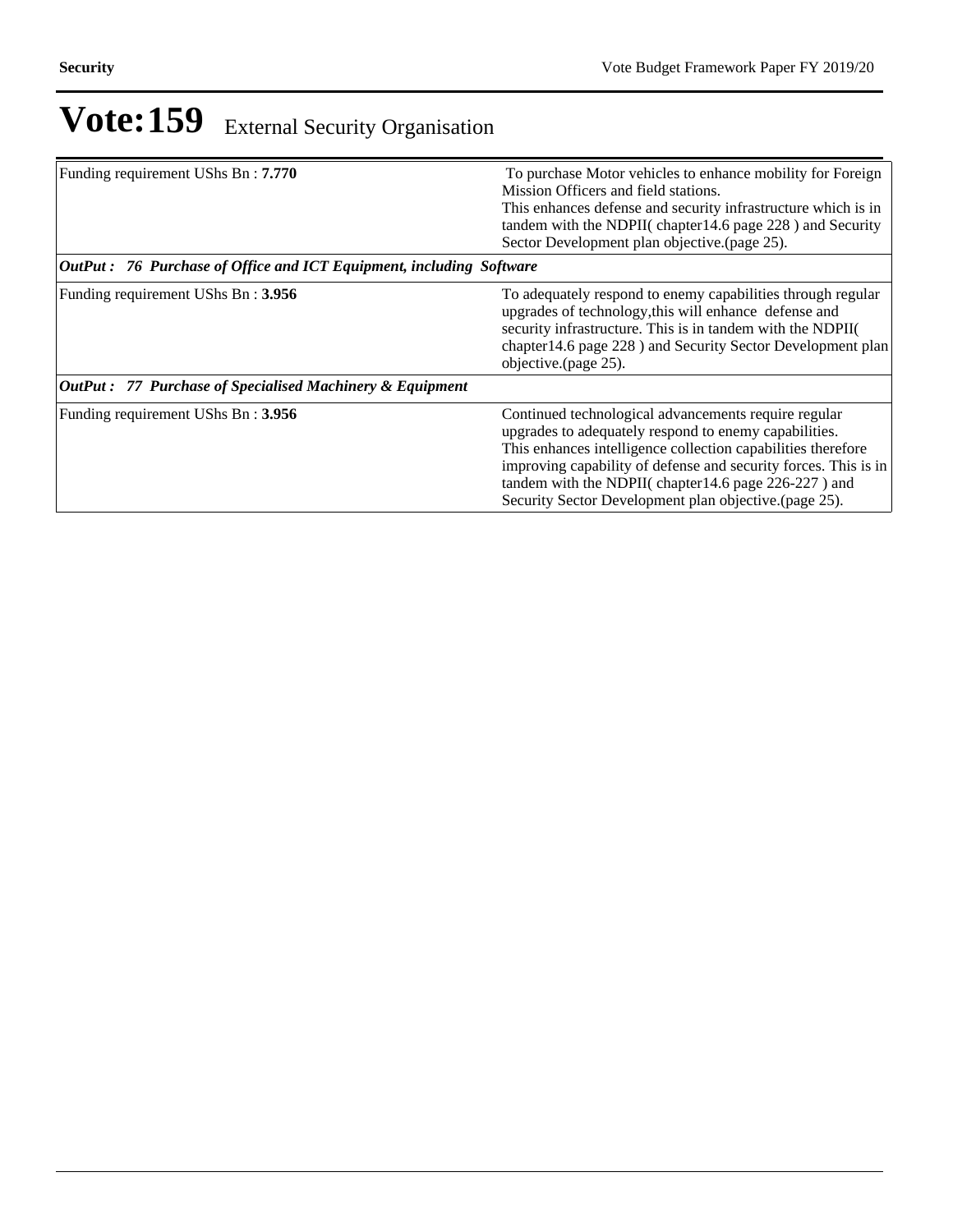# Vote:159 External Security Organisation

| | |
|---|---|
| Funding requirement UShs Bn : **7.770** | To purchase Motor vehicles to enhance mobility for Foreign Mission Officers and field stations. This enhances defense and security infrastructure which is in tandem with the NDPII( chapter14.6 page 228 ) and Security Sector Development plan objective.(page 25). |
| ***OutPut : 76 Purchase of Office and ICT Equipment, including Software*** | |
| Funding requirement UShs Bn : **3.956** | To adequately respond to enemy capabilities through regular upgrades of technology,this will enhance defense and security infrastructure. This is in tandem with the NDPII( chapter14.6 page 228 ) and Security Sector Development plan objective.(page 25). |
| ***OutPut : 77 Purchase of Specialised Machinery & Equipment*** | |
| Funding requirement UShs Bn : **3.956** | Continued technological advancements require regular upgrades to adequately respond to enemy capabilities. This enhances intelligence collection capabilities therefore improving capability of defense and security forces. This is in tandem with the NDPII( chapter14.6 page 226-227 ) and Security Sector Development plan objective.(page 25). |